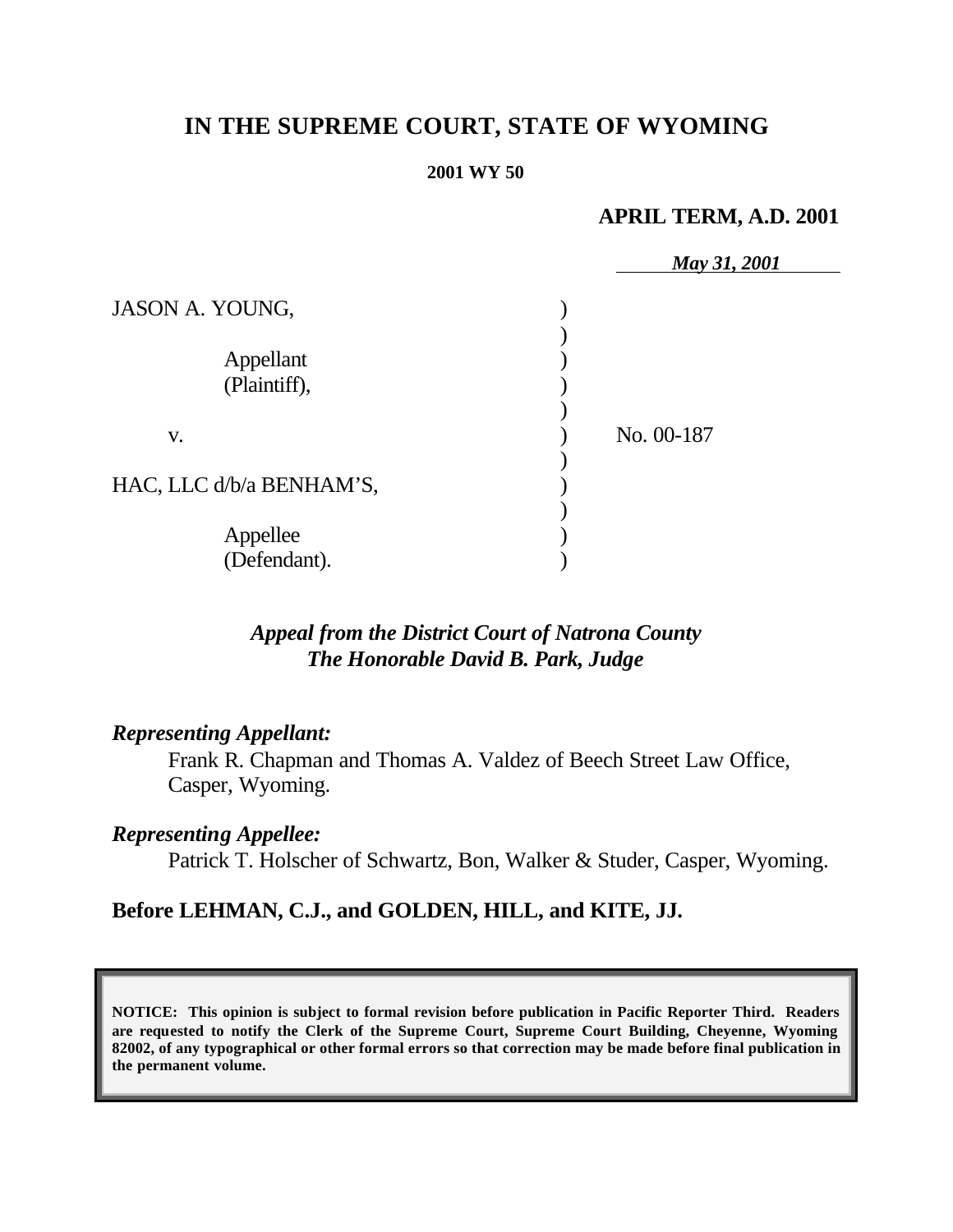# IN THE SUPREME COURT, STATE OF WYOMING

**2001 WY 50**

**APRIL TERM, A.D. 2001**

*May 31, 2001*

JASON A. YOUNG,

Appellant (Plaintiff),

v.

No. 00-187

HAC, LLC d/b/a BENHAM'S,

Appellee (Defendant).

***Appeal from the District Court of Natrona County***
***The Honorable David B. Park, Judge***

***Representing Appellant:***

Frank R. Chapman and Thomas A. Valdez of Beech Street Law Office, Casper, Wyoming.

***Representing Appellee:***

Patrick T. Holscher of Schwartz, Bon, Walker & Studer, Casper, Wyoming.

**Before LEHMAN, C.J., and GOLDEN, HILL, and KITE, JJ.**

**NOTICE: This opinion is subject to formal revision before publication in Pacific Reporter Third. Readers are requested to notify the Clerk of the Supreme Court, Supreme Court Building, Cheyenne, Wyoming 82002, of any typographical or other formal errors so that correction may be made before final publication in the permanent volume.**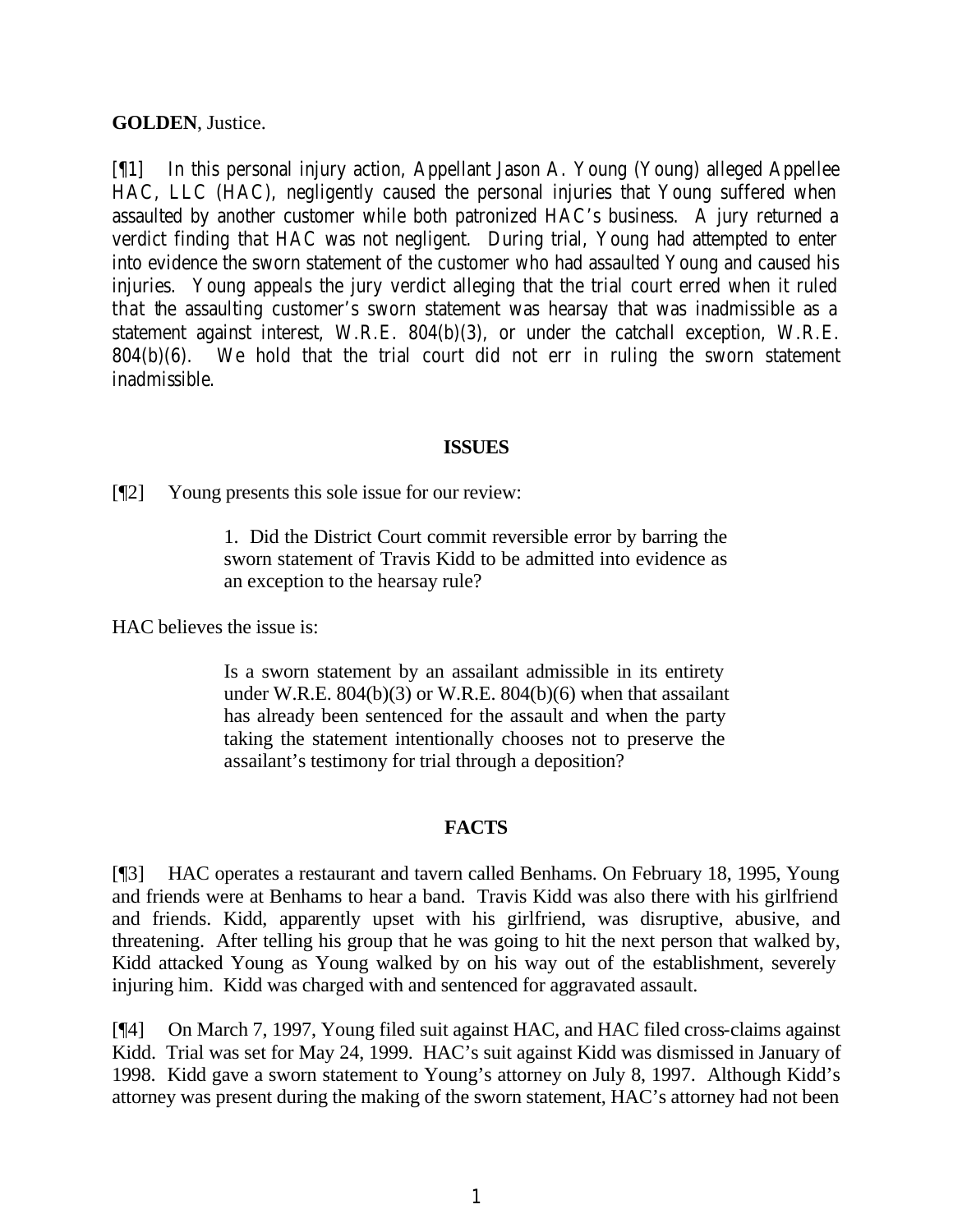**GOLDEN**, Justice.

[¶1] In this personal injury action, Appellant Jason A. Young (Young) alleged Appellee HAC, LLC (HAC), negligently caused the personal injuries that Young suffered when assaulted by another customer while both patronized HAC's business. A jury returned a verdict finding that HAC was not negligent. During trial, Young had attempted to enter into evidence the sworn statement of the customer who had assaulted Young and caused his injuries. Young appeals the jury verdict alleging that the trial court erred when it ruled that the assaulting customer's sworn statement was hearsay that was inadmissible as a statement against interest, W.R.E. 804(b)(3), or under the catchall exception, W.R.E. 804(b)(6). We hold that the trial court did not err in ruling the sworn statement inadmissible.

## ISSUES

[¶2] Young presents this sole issue for our review:

> 1. Did the District Court commit reversible error by barring the sworn statement of Travis Kidd to be admitted into evidence as an exception to the hearsay rule?

HAC believes the issue is:

> Is a sworn statement by an assailant admissible in its entirety under W.R.E. 804(b)(3) or W.R.E. 804(b)(6) when that assailant has already been sentenced for the assault and when the party taking the statement intentionally chooses not to preserve the assailant's testimony for trial through a deposition?

## FACTS

[¶3] HAC operates a restaurant and tavern called Benhams. On February 18, 1995, Young and friends were at Benhams to hear a band. Travis Kidd was also there with his girlfriend and friends. Kidd, apparently upset with his girlfriend, was disruptive, abusive, and threatening. After telling his group that he was going to hit the next person that walked by, Kidd attacked Young as Young walked by on his way out of the establishment, severely injuring him. Kidd was charged with and sentenced for aggravated assault.

[¶4] On March 7, 1997, Young filed suit against HAC, and HAC filed cross-claims against Kidd. Trial was set for May 24, 1999. HAC's suit against Kidd was dismissed in January of 1998. Kidd gave a sworn statement to Young's attorney on July 8, 1997. Although Kidd's attorney was present during the making of the sworn statement, HAC's attorney had not been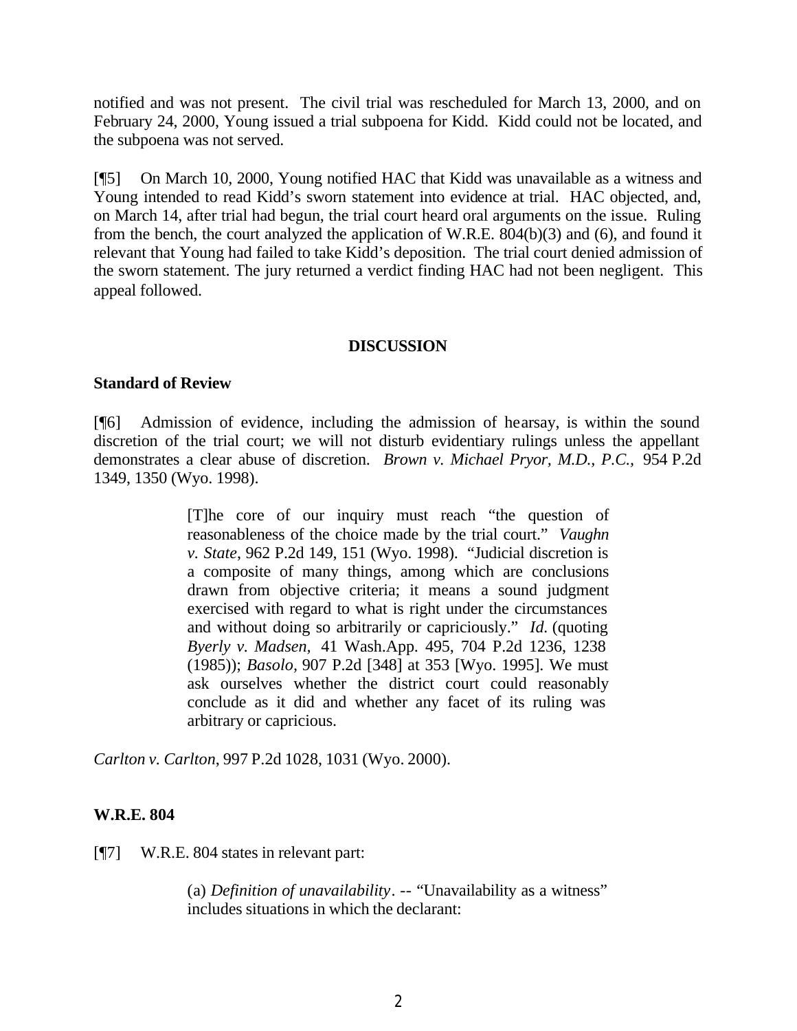notified and was not present. The civil trial was rescheduled for March 13, 2000, and on February 24, 2000, Young issued a trial subpoena for Kidd. Kidd could not be located, and the subpoena was not served.

[¶5] On March 10, 2000, Young notified HAC that Kidd was unavailable as a witness and Young intended to read Kidd's sworn statement into evidence at trial. HAC objected, and, on March 14, after trial had begun, the trial court heard oral arguments on the issue. Ruling from the bench, the court analyzed the application of W.R.E. 804(b)(3) and (6), and found it relevant that Young had failed to take Kidd's deposition. The trial court denied admission of the sworn statement. The jury returned a verdict finding HAC had not been negligent. This appeal followed.

## DISCUSSION

### Standard of Review

[¶6] Admission of evidence, including the admission of hearsay, is within the sound discretion of the trial court; we will not disturb evidentiary rulings unless the appellant demonstrates a clear abuse of discretion. *Brown v. Michael Pryor, M.D., P.C.,* 954 P.2d 1349, 1350 (Wyo. 1998).

> [T]he core of our inquiry must reach "the question of reasonableness of the choice made by the trial court." *Vaughn v. State*, 962 P.2d 149, 151 (Wyo. 1998). "Judicial discretion is a composite of many things, among which are conclusions drawn from objective criteria; it means a sound judgment exercised with regard to what is right under the circumstances and without doing so arbitrarily or capriciously." *Id.* (quoting *Byerly v. Madsen,* 41 Wash.App. 495, 704 P.2d 1236, 1238 (1985)); *Basolo,* 907 P.2d [348] at 353 [Wyo. 1995]. We must ask ourselves whether the district court could reasonably conclude as it did and whether any facet of its ruling was arbitrary or capricious.

*Carlton v. Carlton*, 997 P.2d 1028, 1031 (Wyo. 2000).

### W.R.E. 804

[¶7] W.R.E. 804 states in relevant part:

> (a) *Definition of unavailability*. -- "Unavailability as a witness" includes situations in which the declarant: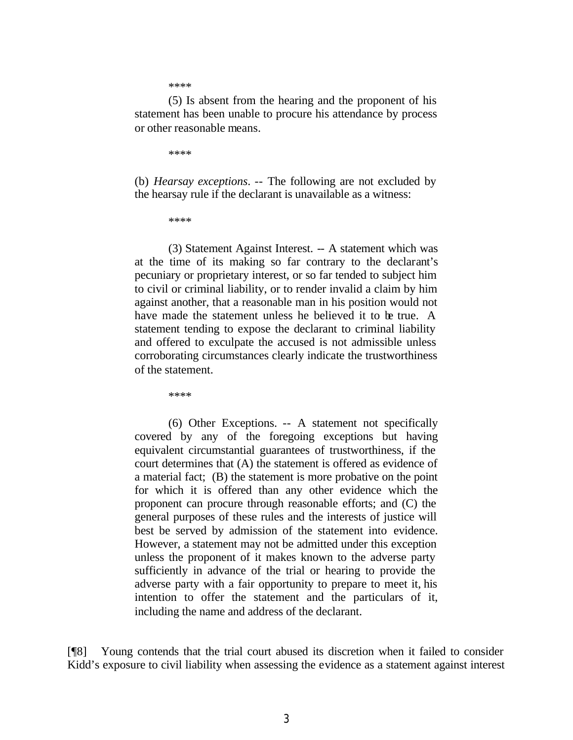\*\*\*\*

(5) Is absent from the hearing and the proponent of his statement has been unable to procure his attendance by process or other reasonable means.

\*\*\*\*

(b) *Hearsay exceptions*. -- The following are not excluded by the hearsay rule if the declarant is unavailable as a witness:

\*\*\*\*

(3) Statement Against Interest. -- A statement which was at the time of its making so far contrary to the declarant's pecuniary or proprietary interest, or so far tended to subject him to civil or criminal liability, or to render invalid a claim by him against another, that a reasonable man in his position would not have made the statement unless he believed it to be true. A statement tending to expose the declarant to criminal liability and offered to exculpate the accused is not admissible unless corroborating circumstances clearly indicate the trustworthiness of the statement.

\*\*\*\*

(6) Other Exceptions. -- A statement not specifically covered by any of the foregoing exceptions but having equivalent circumstantial guarantees of trustworthiness, if the court determines that (A) the statement is offered as evidence of a material fact; (B) the statement is more probative on the point for which it is offered than any other evidence which the proponent can procure through reasonable efforts; and (C) the general purposes of these rules and the interests of justice will best be served by admission of the statement into evidence. However, a statement may not be admitted under this exception unless the proponent of it makes known to the adverse party sufficiently in advance of the trial or hearing to provide the adverse party with a fair opportunity to prepare to meet it, his intention to offer the statement and the particulars of it, including the name and address of the declarant.

[¶8] Young contends that the trial court abused its discretion when it failed to consider Kidd's exposure to civil liability when assessing the evidence as a statement against interest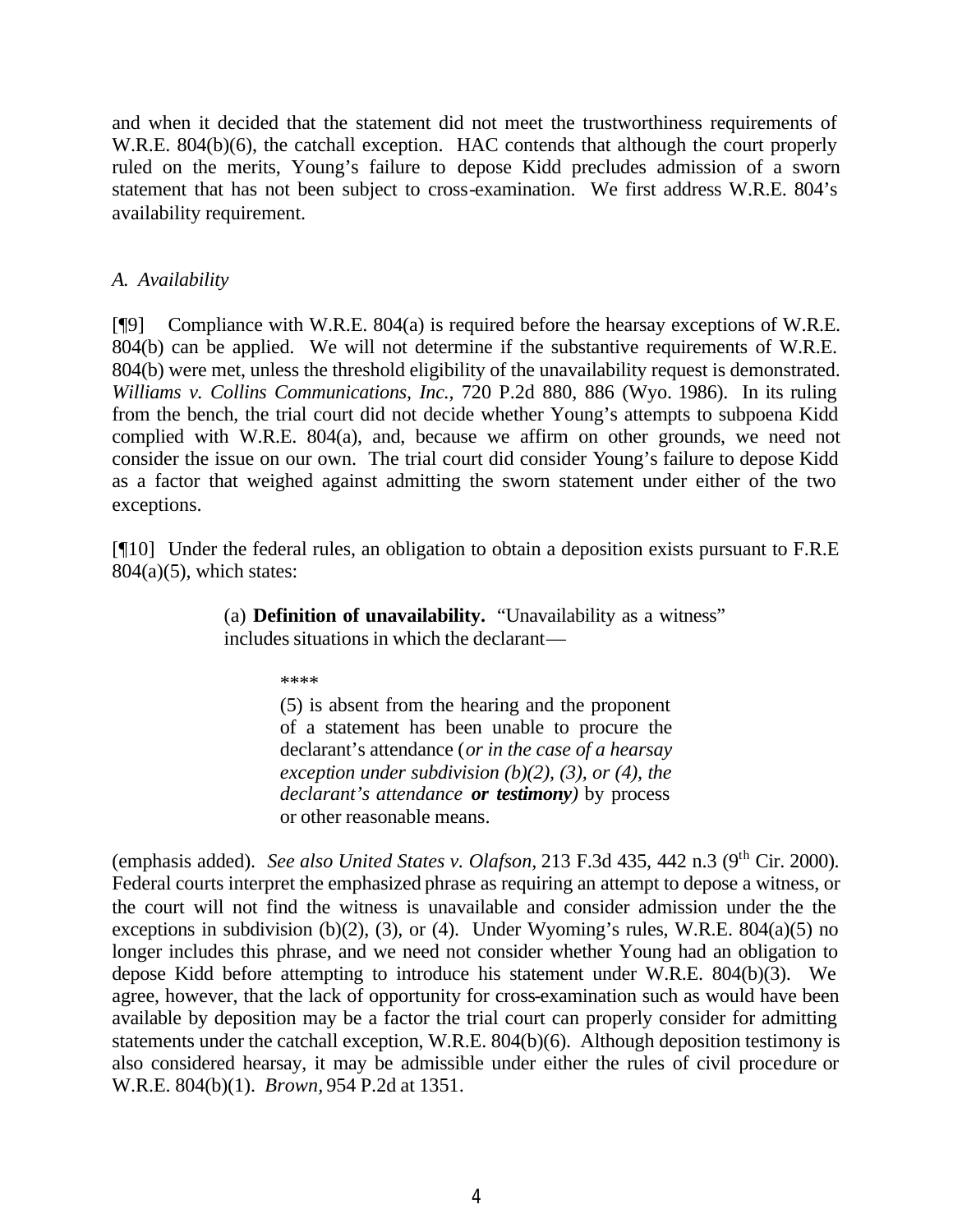and when it decided that the statement did not meet the trustworthiness requirements of W.R.E. 804(b)(6), the catchall exception. HAC contends that although the court properly ruled on the merits, Young's failure to depose Kidd precludes admission of a sworn statement that has not been subject to cross-examination. We first address W.R.E. 804's availability requirement.

*A. Availability*

[¶9] Compliance with W.R.E. 804(a) is required before the hearsay exceptions of W.R.E. 804(b) can be applied. We will not determine if the substantive requirements of W.R.E. 804(b) were met, unless the threshold eligibility of the unavailability request is demonstrated. *Williams v. Collins Communications, Inc.*, 720 P.2d 880, 886 (Wyo. 1986). In its ruling from the bench, the trial court did not decide whether Young's attempts to subpoena Kidd complied with W.R.E. 804(a), and, because we affirm on other grounds, we need not consider the issue on our own. The trial court did consider Young's failure to depose Kidd as a factor that weighed against admitting the sworn statement under either of the two exceptions.

[¶10] Under the federal rules, an obligation to obtain a deposition exists pursuant to F.R.E 804(a)(5), which states:

> (a) **Definition of unavailability.** "Unavailability as a witness" includes situations in which the declarant—
>
> > \*\*\*\*
> >
> > (5) is absent from the hearing and the proponent of a statement has been unable to procure the declarant's attendance (*or in the case of a hearsay exception under subdivision (b)(2), (3), or (4), the declarant's attendance* ***or testimony****)* by process or other reasonable means.

(emphasis added). *See also United States v. Olafson*, 213 F.3d 435, 442 n.3 (9th Cir. 2000). Federal courts interpret the emphasized phrase as requiring an attempt to depose a witness, or the court will not find the witness is unavailable and consider admission under the the exceptions in subdivision (b)(2), (3), or (4). Under Wyoming's rules, W.R.E. 804(a)(5) no longer includes this phrase, and we need not consider whether Young had an obligation to depose Kidd before attempting to introduce his statement under W.R.E. 804(b)(3). We agree, however, that the lack of opportunity for cross-examination such as would have been available by deposition may be a factor the trial court can properly consider for admitting statements under the catchall exception, W.R.E. 804(b)(6). Although deposition testimony is also considered hearsay, it may be admissible under either the rules of civil procedure or W.R.E. 804(b)(1). *Brown*, 954 P.2d at 1351.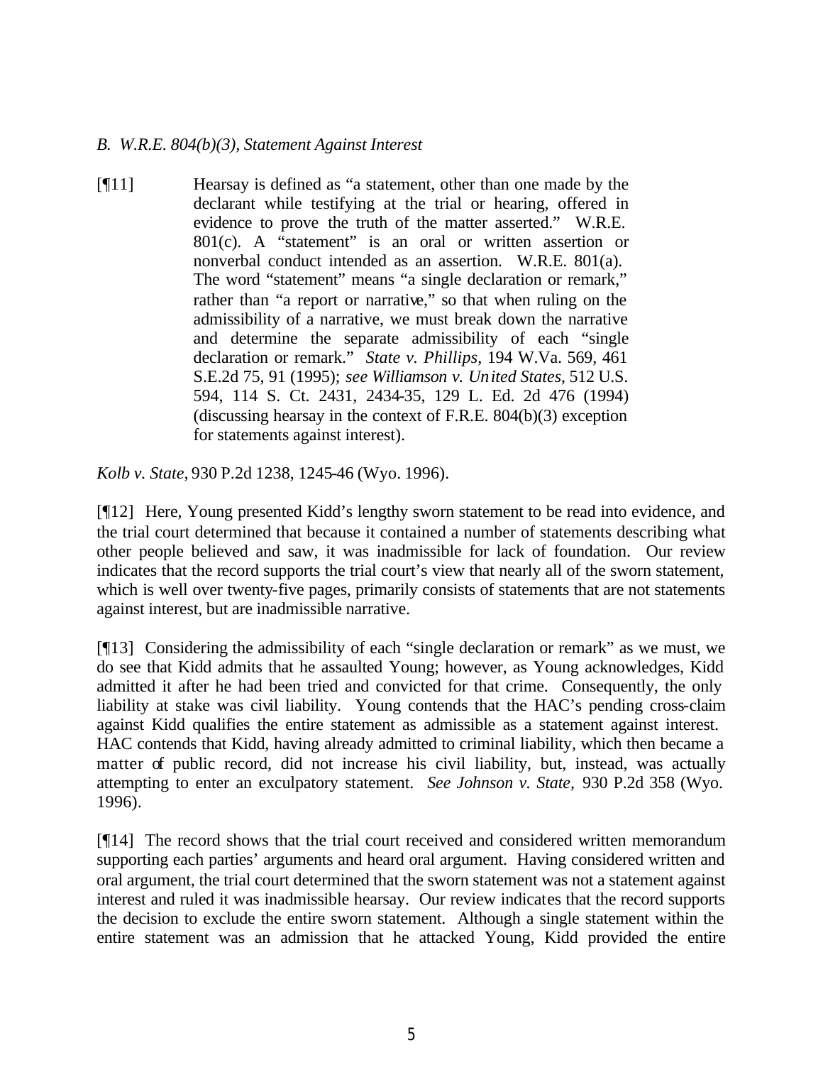*B. W.R.E. 804(b)(3), Statement Against Interest*

> [¶11] Hearsay is defined as "a statement, other than one made by the declarant while testifying at the trial or hearing, offered in evidence to prove the truth of the matter asserted." W.R.E. 801(c). A "statement" is an oral or written assertion or nonverbal conduct intended as an assertion. W.R.E. 801(a). The word "statement" means "a single declaration or remark," rather than "a report or narrative," so that when ruling on the admissibility of a narrative, we must break down the narrative and determine the separate admissibility of each "single declaration or remark." *State v. Phillips*, 194 W.Va. 569, 461 S.E.2d 75, 91 (1995); *see Williamson v. United States*, 512 U.S. 594, 114 S. Ct. 2431, 2434-35, 129 L. Ed. 2d 476 (1994) (discussing hearsay in the context of F.R.E. 804(b)(3) exception for statements against interest).

*Kolb v. State,* 930 P.2d 1238, 1245-46 (Wyo. 1996).

[¶12] Here, Young presented Kidd's lengthy sworn statement to be read into evidence, and the trial court determined that because it contained a number of statements describing what other people believed and saw, it was inadmissible for lack of foundation. Our review indicates that the record supports the trial court's view that nearly all of the sworn statement, which is well over twenty-five pages, primarily consists of statements that are not statements against interest, but are inadmissible narrative.

[¶13] Considering the admissibility of each "single declaration or remark" as we must, we do see that Kidd admits that he assaulted Young; however, as Young acknowledges, Kidd admitted it after he had been tried and convicted for that crime. Consequently, the only liability at stake was civil liability. Young contends that the HAC's pending cross-claim against Kidd qualifies the entire statement as admissible as a statement against interest. HAC contends that Kidd, having already admitted to criminal liability, which then became a matter of public record, did not increase his civil liability, but, instead, was actually attempting to enter an exculpatory statement. *See Johnson v. State,* 930 P.2d 358 (Wyo. 1996).

[¶14] The record shows that the trial court received and considered written memorandum supporting each parties' arguments and heard oral argument. Having considered written and oral argument, the trial court determined that the sworn statement was not a statement against interest and ruled it was inadmissible hearsay. Our review indicates that the record supports the decision to exclude the entire sworn statement. Although a single statement within the entire statement was an admission that he attacked Young, Kidd provided the entire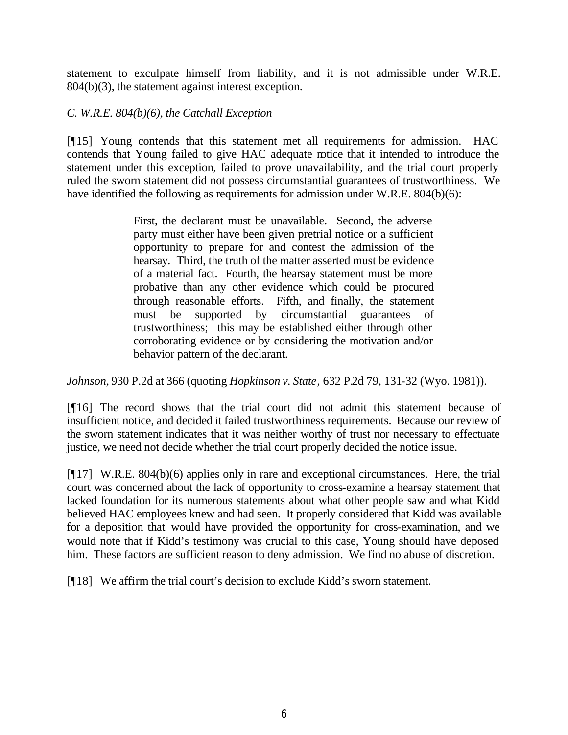statement to exculpate himself from liability, and it is not admissible under W.R.E. 804(b)(3), the statement against interest exception.

*C. W.R.E. 804(b)(6), the Catchall Exception*

[¶15] Young contends that this statement met all requirements for admission. HAC contends that Young failed to give HAC adequate notice that it intended to introduce the statement under this exception, failed to prove unavailability, and the trial court properly ruled the sworn statement did not possess circumstantial guarantees of trustworthiness. We have identified the following as requirements for admission under W.R.E. 804(b)(6):

> First, the declarant must be unavailable. Second, the adverse party must either have been given pretrial notice or a sufficient opportunity to prepare for and contest the admission of the hearsay. Third, the truth of the matter asserted must be evidence of a material fact. Fourth, the hearsay statement must be more probative than any other evidence which could be procured through reasonable efforts. Fifth, and finally, the statement must be supported by circumstantial guarantees of trustworthiness; this may be established either through other corroborating evidence or by considering the motivation and/or behavior pattern of the declarant.

*Johnson*, 930 P.2d at 366 (quoting *Hopkinson v. State*, 632 P.2d 79, 131-32 (Wyo. 1981)).

[¶16] The record shows that the trial court did not admit this statement because of insufficient notice, and decided it failed trustworthiness requirements. Because our review of the sworn statement indicates that it was neither worthy of trust nor necessary to effectuate justice, we need not decide whether the trial court properly decided the notice issue.

[¶17] W.R.E. 804(b)(6) applies only in rare and exceptional circumstances. Here, the trial court was concerned about the lack of opportunity to cross-examine a hearsay statement that lacked foundation for its numerous statements about what other people saw and what Kidd believed HAC employees knew and had seen. It properly considered that Kidd was available for a deposition that would have provided the opportunity for cross-examination, and we would note that if Kidd's testimony was crucial to this case, Young should have deposed him. These factors are sufficient reason to deny admission. We find no abuse of discretion.

[¶18] We affirm the trial court's decision to exclude Kidd's sworn statement.